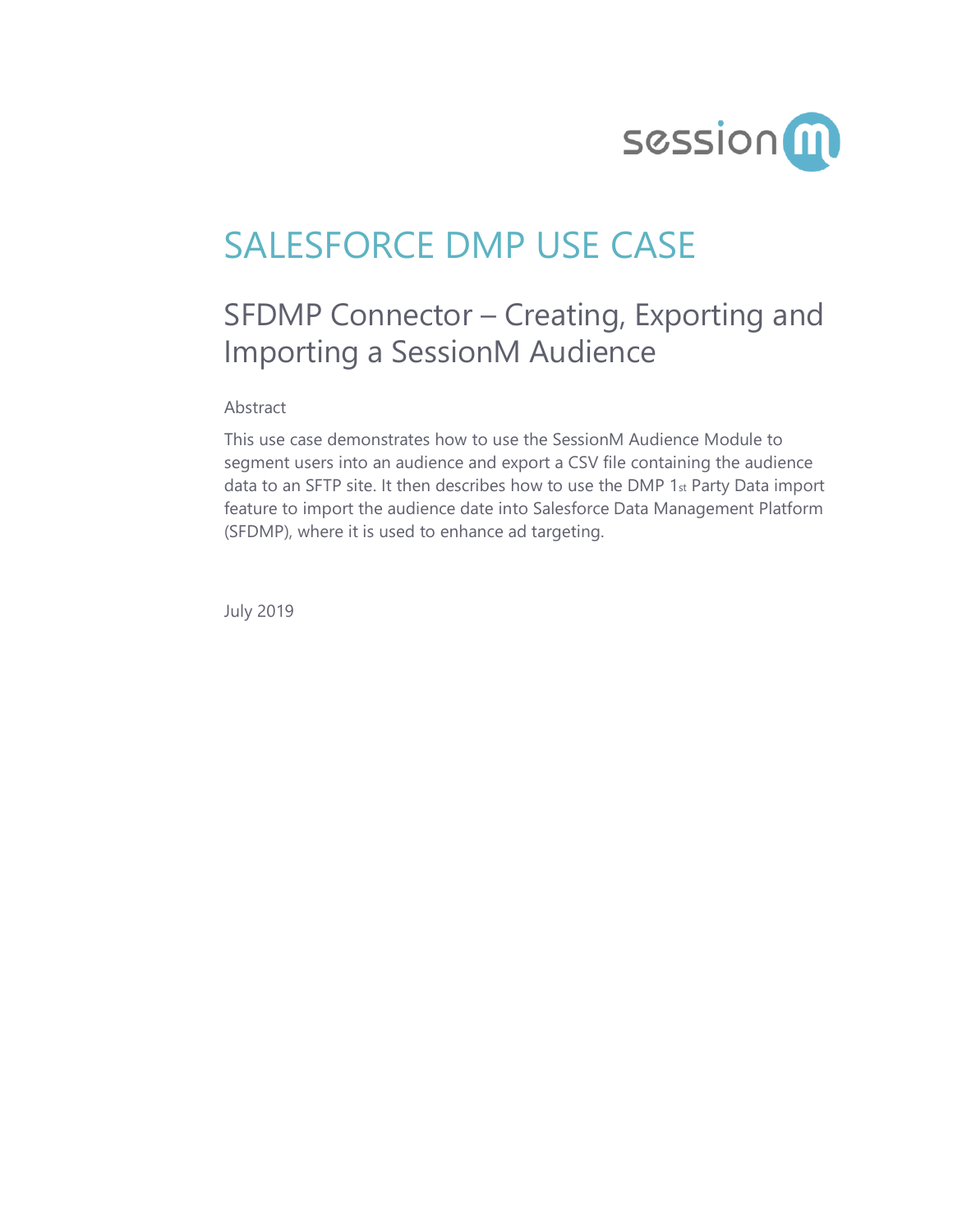sessionm

# SALESFORCE DMP USE CASE

## SFDMP Connector – Creating, Exporting and Importing a SessionM Audience

Abstract

This use case demonstrates how to use the SessionM Audience Module to segment users into an audience and export a CSV file containing the audience data to an SFTP site. It then describes how to use the DMP 1st Party Data import feature to import the audience date into Salesforce Data Management Platform (SFDMP), where it is used to enhance ad targeting.

July 2019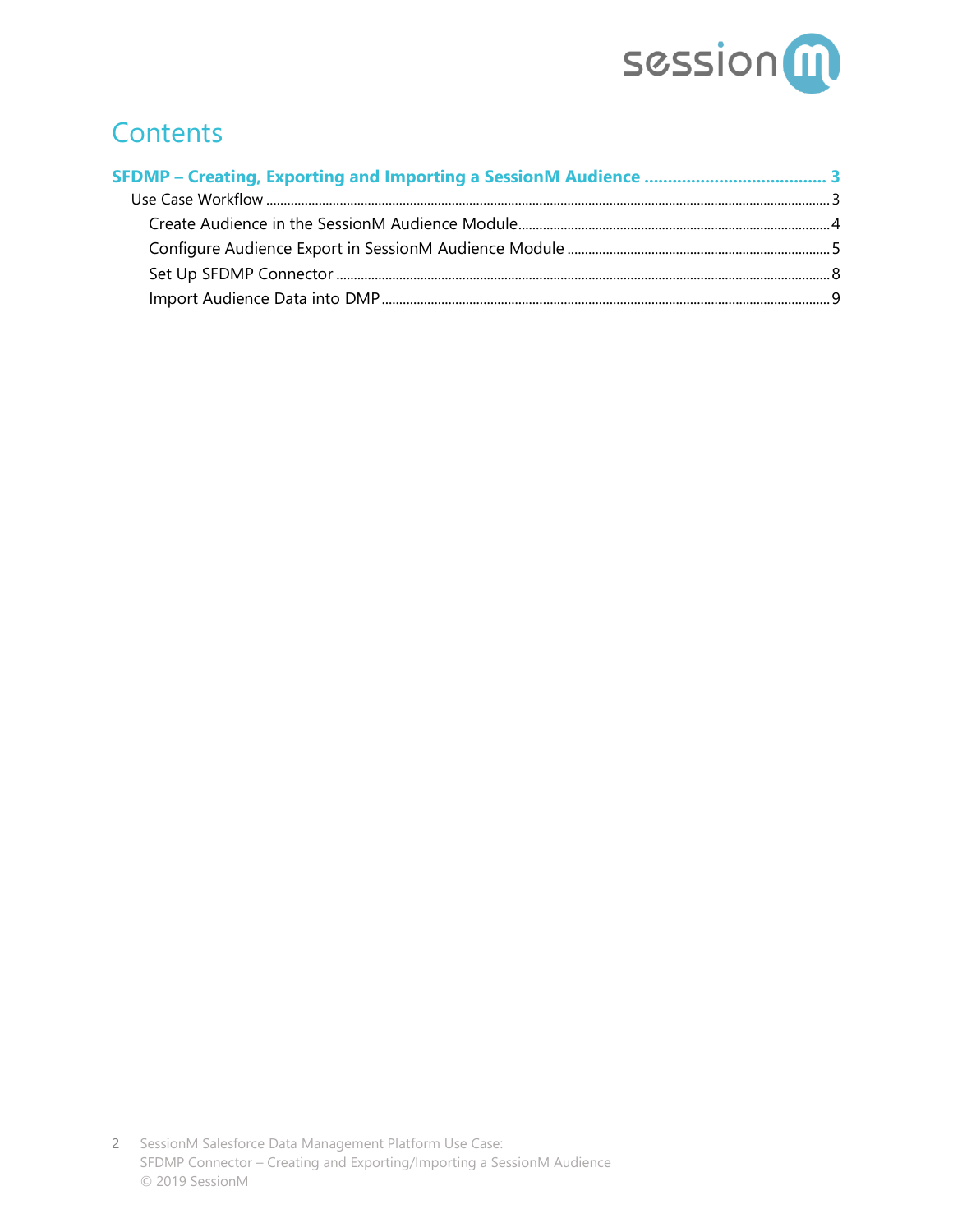# Contents

**SFDMP – Creating, Exporting and Importing a SessionM Audience ........................................ 3**

Use Case Workflow ........................................................................................................................ 3

Create Audience in the SessionM Audience Module........................................................................ 4

Configure Audience Export in SessionM Audience Module .......................................................... 5

Set Up SFDMP Connector ............................................................................................................ 8

Import Audience Data into DMP.................................................................................................. 9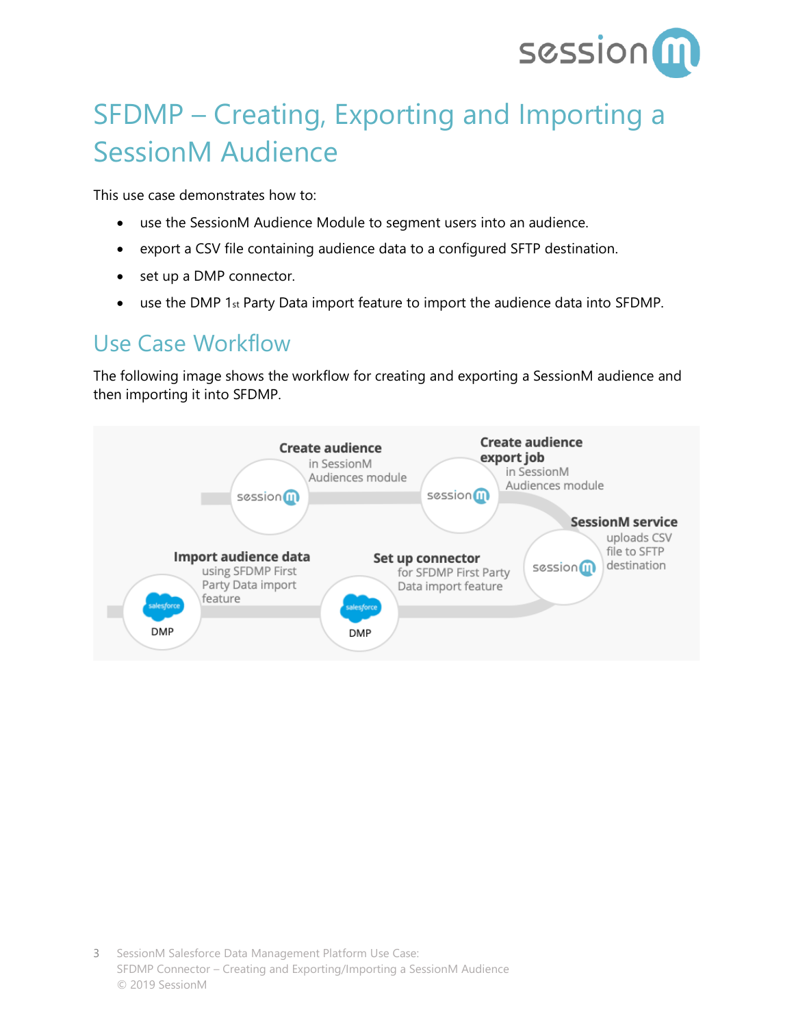# SFDMP – Creating, Exporting and Importing a SessionM Audience

This use case demonstrates how to:

- use the SessionM Audience Module to segment users into an audience.
- export a CSV file containing audience data to a configured SFTP destination.
- set up a DMP connector.
- use the DMP 1st Party Data import feature to import the audience data into SFDMP.

## Use Case Workflow

The following image shows the workflow for creating and exporting a SessionM audience and then importing it into SFDMP.

**Create audience** in SessionM Audiences module

**Create audience export job** in SessionM Audiences module

**SessionM service** uploads CSV file to SFTP destination

**Set up connector** for SFDMP First Party Data import feature

**Import audience data** using SFDMP First Party Data import feature

DMP

DMP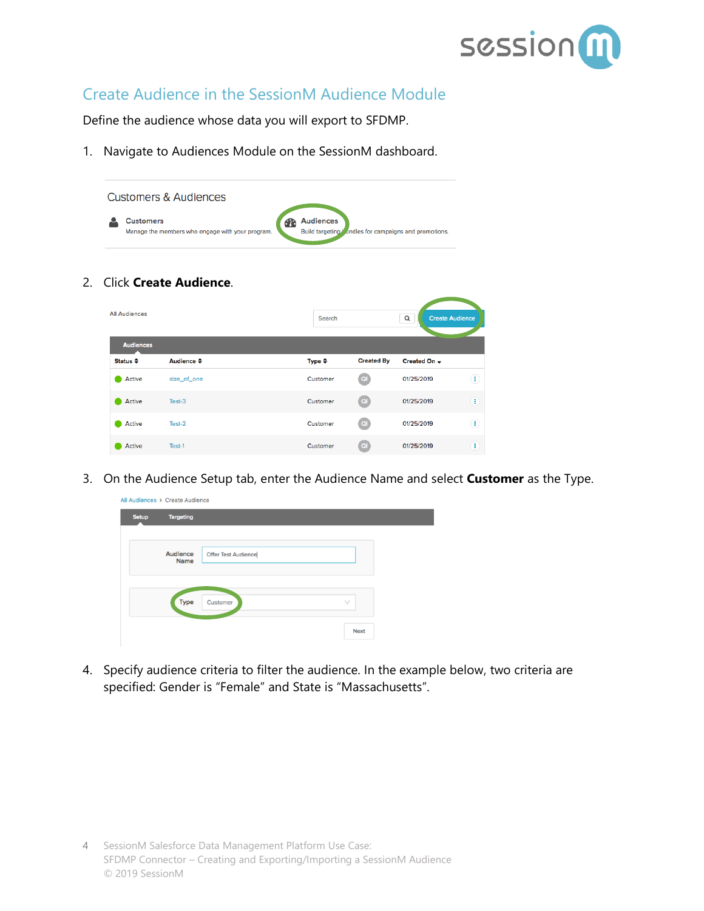## Create Audience in the SessionM Audience Module

Define the audience whose data you will export to SFDMP.

1. Navigate to Audiences Module on the SessionM dashboard.

Customers & Audiences

Customers
Manage the members who engage with your program.

Audiences
Build targeting bundles for campaigns and promotions.

2. Click **Create Audience**.

All Audiences

Search

Create Audience

Audiences

| Status | Audience | Type | Created By | Created On |
|---|---|---|---|---|
| Active | size_of_one | Customer | QI | 01/25/2019 |
| Active | Test-3 | Customer | QI | 01/25/2019 |
| Active | Test-2 | Customer | QI | 01/25/2019 |
| Active | Test-1 | Customer | QI | 01/25/2019 |

3. On the Audience Setup tab, enter the Audience Name and select **Customer** as the Type.

All Audiences > Create Audience

Setup Targeting

Audience Name: Offer Test Audience

Type: Customer

Next

4. Specify audience criteria to filter the audience. In the example below, two criteria are specified: Gender is “Female” and State is “Massachusetts”.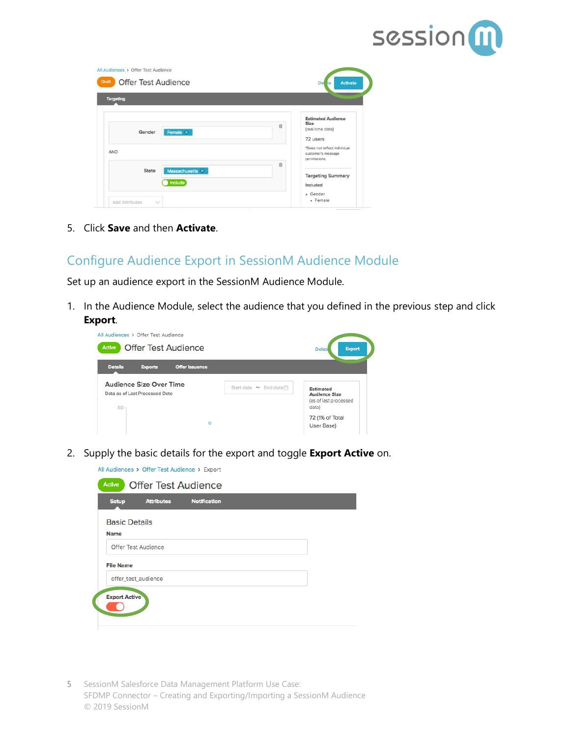5. Click **Save** and then **Activate**.

## Configure Audience Export in SessionM Audience Module

Set up an audience export in the SessionM Audience Module.

1. In the Audience Module, select the audience that you defined in the previous step and click **Export**.

2. Supply the basic details for the export and toggle **Export Active** on.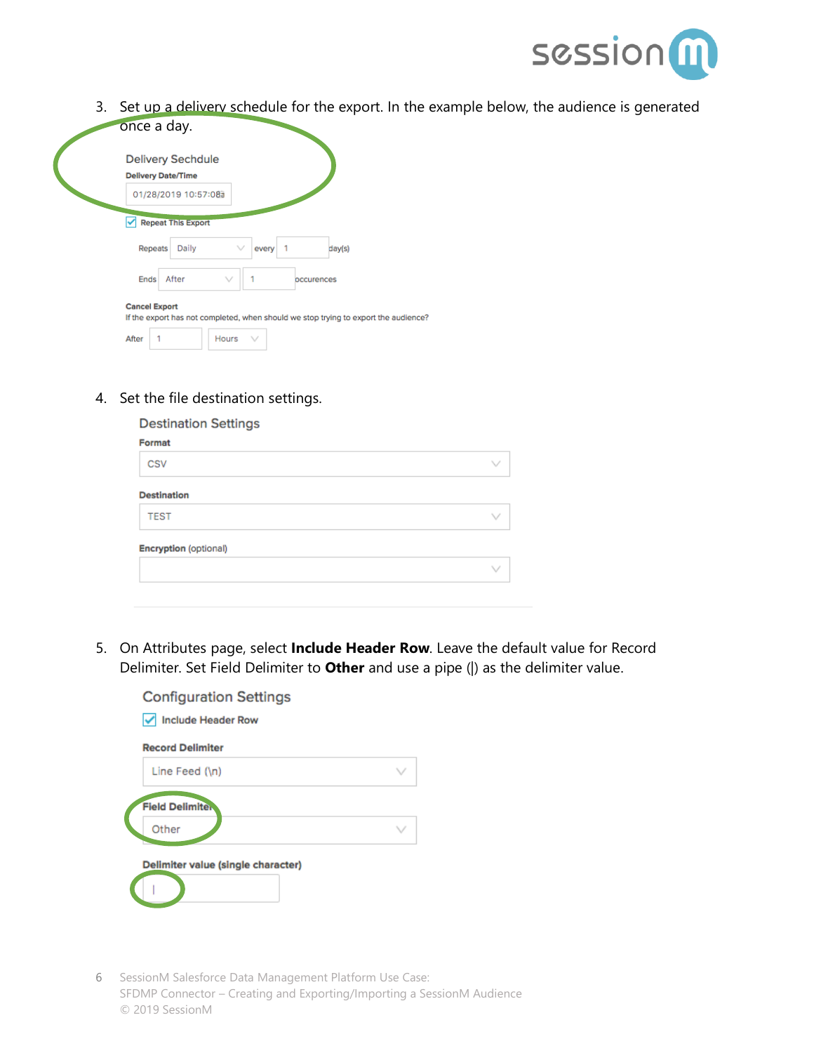3. Set up a delivery schedule for the export. In the example below, the audience is generated once a day.

Delivery Sechdule

**Delivery Date/Time**

01/28/2019 10:57:08a

☑ Repeat This Export

Repeats Daily every 1 day(s)

Ends After 1 occurences

**Cancel Export**

If the export has not completed, when should we stop trying to export the audience?

After 1 Hours

4. Set the file destination settings.

Destination Settings

**Format**

CSV

**Destination**

TEST

**Encryption** (optional)

5. On Attributes page, select **Include Header Row**. Leave the default value for Record Delimiter. Set Field Delimiter to **Other** and use a pipe (|) as the delimiter value.

Configuration Settings

☑ Include Header Row

**Record Delimiter**

Line Feed (\n)

**Field Delimiter**

Other

**Delimiter value (single character)**

|

SessionM Salesforce Data Management Platform Use Case:
SFDMP Connector – Creating and Exporting/Importing a SessionM Audience
© 2019 SessionM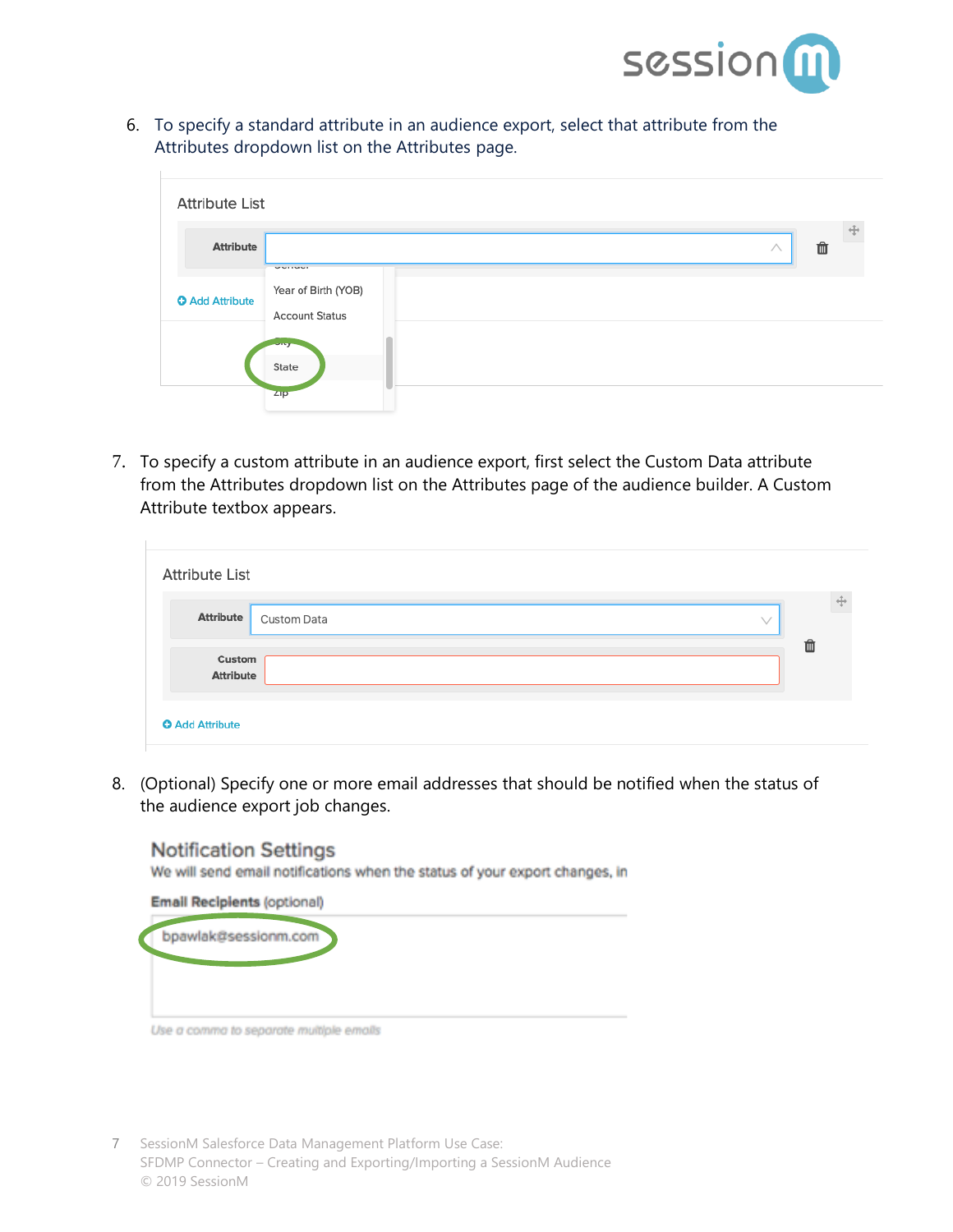6. To specify a standard attribute in an audience export, select that attribute from the Attributes dropdown list on the Attributes page.

7. To specify a custom attribute in an audience export, first select the Custom Data attribute from the Attributes dropdown list on the Attributes page of the audience builder. A Custom Attribute textbox appears.

8. (Optional) Specify one or more email addresses that should be notified when the status of the audience export job changes.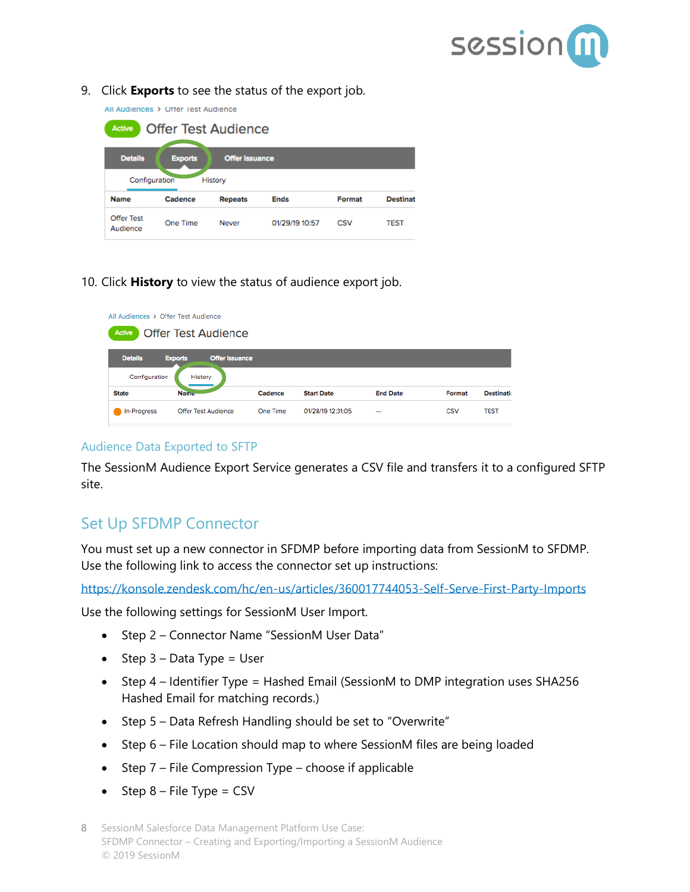9. Click **Exports** to see the status of the export job.

10. Click **History** to view the status of audience export job.

### Audience Data Exported to SFTP

The SessionM Audience Export Service generates a CSV file and transfers it to a configured SFTP site.

## Set Up SFDMP Connector

You must set up a new connector in SFDMP before importing data from SessionM to SFDMP. Use the following link to access the connector set up instructions:

https://konsole.zendesk.com/hc/en-us/articles/360017744053-Self-Serve-First-Party-Imports

Use the following settings for SessionM User Import.

- Step 2 – Connector Name "SessionM User Data"
- Step 3 – Data Type = User
- Step 4 – Identifier Type = Hashed Email (SessionM to DMP integration uses SHA256 Hashed Email for matching records.)
- Step 5 – Data Refresh Handling should be set to "Overwrite"
- Step 6 – File Location should map to where SessionM files are being loaded
- Step 7 – File Compression Type – choose if applicable
- Step 8 – File Type = CSV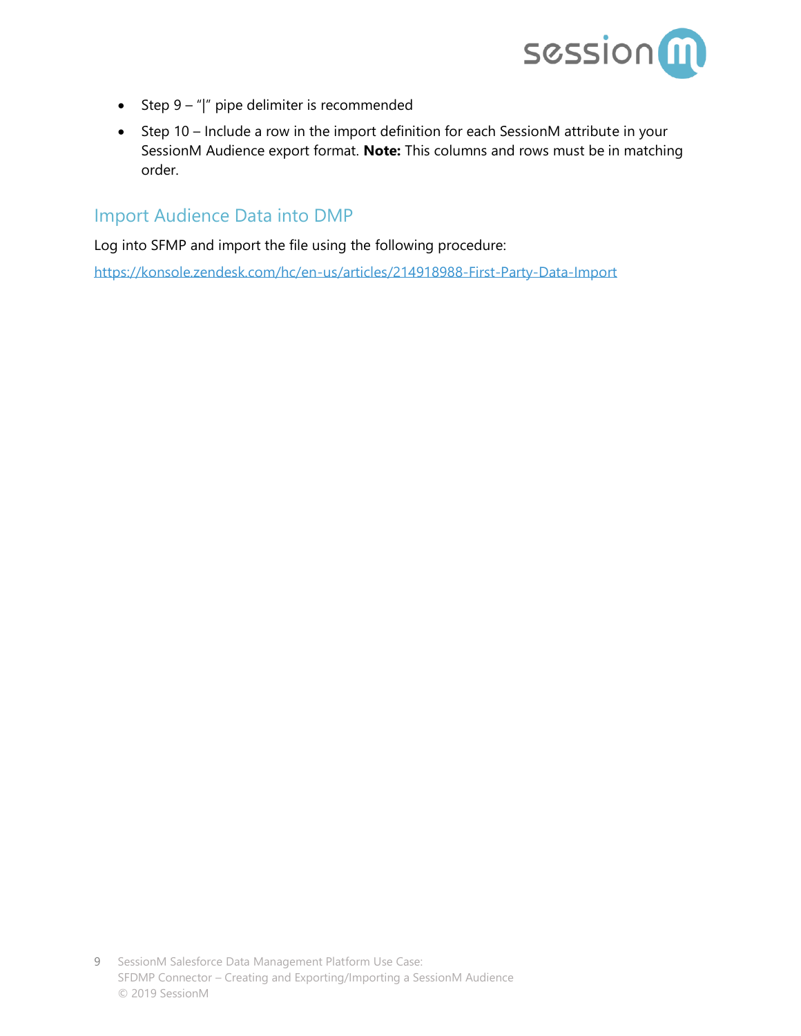- Step 9 – "|" pipe delimiter is recommended
- Step 10 – Include a row in the import definition for each SessionM attribute in your SessionM Audience export format. **Note:** This columns and rows must be in matching order.

## Import Audience Data into DMP

Log into SFMP and import the file using the following procedure:

https://konsole.zendesk.com/hc/en-us/articles/214918988-First-Party-Data-Import